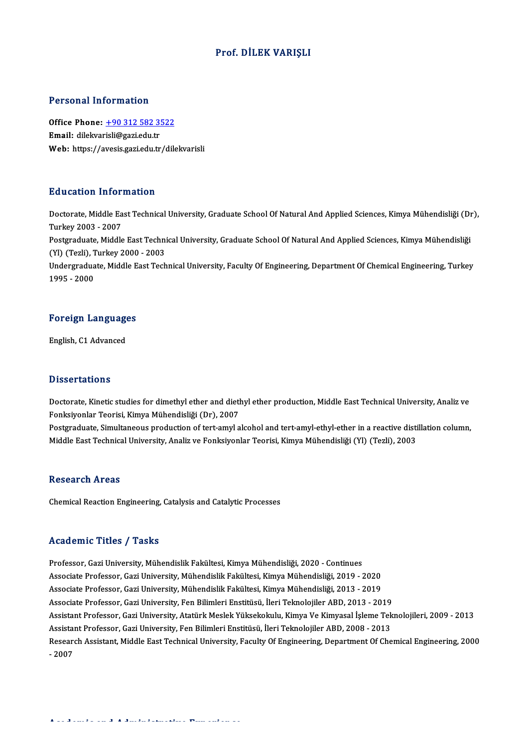# Prof. DİLEK VARIŞLI

## Personal Information

**Office Phone:** +90 312 582 3522
**Email:** dilekvarisli@gazi.edu.tr
**Web:** https://avesis.gazi.edu.tr/dilekvarisli

## Education Information

Doctorate, Middle East Technical University, Graduate School Of Natural And Applied Sciences, Kimya Mühendisliği (Dr), Turkey 2003 - 2007
Postgraduate, Middle East Technical University, Graduate School Of Natural And Applied Sciences, Kimya Mühendisliği (Yl) (Tezli), Turkey 2000 - 2003
Undergraduate, Middle East Technical University, Faculty Of Engineering, Department Of Chemical Engineering, Turkey 1995 - 2000

## Foreign Languages

English, C1 Advanced

## Dissertations

Doctorate, Kinetic studies for dimethyl ether and diethyl ether production, Middle East Technical University, Analiz ve Fonksiyonlar Teorisi, Kimya Mühendisliği (Dr), 2007
Postgraduate, Simultaneous production of tert-amyl alcohol and tert-amyl-ethyl-ether in a reactive distillation column, Middle East Technical University, Analiz ve Fonksiyonlar Teorisi, Kimya Mühendisliği (Yl) (Tezli), 2003

## Research Areas

Chemical Reaction Engineering, Catalysis and Catalytic Processes

## Academic Titles / Tasks

Professor, Gazi University, Mühendislik Fakültesi, Kimya Mühendisliği, 2020 - Continues
Associate Professor, Gazi University, Mühendislik Fakültesi, Kimya Mühendisliği, 2019 - 2020
Associate Professor, Gazi University, Mühendislik Fakültesi, Kimya Mühendisliği, 2013 - 2019
Associate Professor, Gazi University, Fen Bilimleri Enstitüsü, İleri Teknolojiler ABD, 2013 - 2019
Assistant Professor, Gazi University, Atatürk Meslek Yüksekokulu, Kimya Ve Kimyasal İşleme Teknolojileri, 2009 - 2013
Assistant Professor, Gazi University, Fen Bilimleri Enstitüsü, İleri Teknolojiler ABD, 2008 - 2013
Research Assistant, Middle East Technical University, Faculty Of Engineering, Department Of Chemical Engineering, 2000 - 2007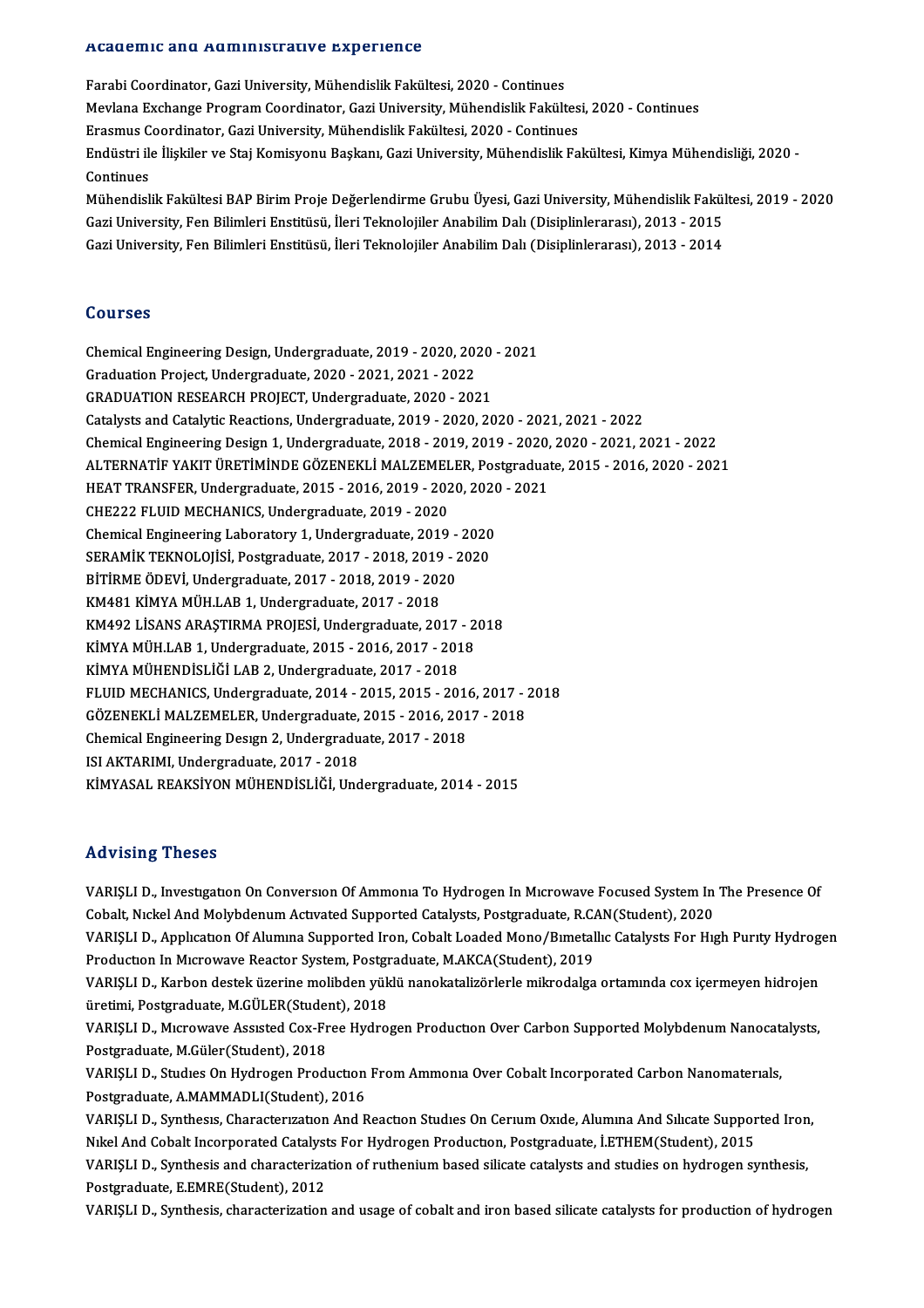## Academic and Administrative Experience

Farabi Coordinator, Gazi University, Mühendislik Fakültesi, 2020 - Continues

Mevlana Exchange Program Coordinator, Gazi University, Mühendislik Fakültesi, 2020 - Continues

Erasmus Coordinator, Gazi University, Mühendislik Fakültesi, 2020 - Continues

Endüstri ile İlişkiler ve Staj Komisyonu Başkanı, Gazi University, Mühendislik Fakültesi, Kimya Mühendisliği, 2020 - Continues

Mühendislik Fakültesi BAP Birim Proje Değerlendirme Grubu Üyesi, Gazi University, Mühendislik Fakültesi, 2019 - 2020

Gazi University, Fen Bilimleri Enstitüsü, İleri Teknolojiler Anabilim Dalı (Disiplinlerarası), 2013 - 2015

Gazi University, Fen Bilimleri Enstitüsü, İleri Teknolojiler Anabilim Dalı (Disiplinlerarası), 2013 - 2014

## Courses

Chemical Engineering Design, Undergraduate, 2019 - 2020, 2020 - 2021

Graduation Project, Undergraduate, 2020 - 2021, 2021 - 2022

GRADUATION RESEARCH PROJECT, Undergraduate, 2020 - 2021

Catalysts and Catalytic Reactions, Undergraduate, 2019 - 2020, 2020 - 2021, 2021 - 2022

Chemical Engineering Design 1, Undergraduate, 2018 - 2019, 2019 - 2020, 2020 - 2021, 2021 - 2022

ALTERNATİF YAKIT ÜRETİMİNDE GÖZENEKLİ MALZEMELER, Postgraduate, 2015 - 2016, 2020 - 2021

HEAT TRANSFER, Undergraduate, 2015 - 2016, 2019 - 2020, 2020 - 2021

CHE222 FLUID MECHANICS, Undergraduate, 2019 - 2020

Chemical Engineering Laboratory 1, Undergraduate, 2019 - 2020

SERAMİK TEKNOLOJİSİ, Postgraduate, 2017 - 2018, 2019 - 2020

BİTİRME ÖDEVİ, Undergraduate, 2017 - 2018, 2019 - 2020

KM481 KİMYA MÜH.LAB 1, Undergraduate, 2017 - 2018

KM492 LİSANS ARAŞTIRMA PROJESİ, Undergraduate, 2017 - 2018

KİMYA MÜH.LAB 1, Undergraduate, 2015 - 2016, 2017 - 2018

KİMYA MÜHENDİSLİĞİ LAB 2, Undergraduate, 2017 - 2018

FLUID MECHANICS, Undergraduate, 2014 - 2015, 2015 - 2016, 2017 - 2018

GÖZENEKLİ MALZEMELER, Undergraduate, 2015 - 2016, 2017 - 2018

Chemical Engineering Design 2, Undergraduate, 2017 - 2018

ISI AKTARIMI, Undergraduate, 2017 - 2018

KİMYASAL REAKSİYON MÜHENDİSLİĞİ, Undergraduate, 2014 - 2015

## Advising Theses

VARIŞLI D., Investigation On Conversion Of Ammonia To Hydrogen In Microwave Focused System In The Presence Of Cobalt, Nickel And Molybdenum Activated Supported Catalysts, Postgraduate, R.CAN(Student), 2020

VARIŞLI D., Application Of Alumina Supported Iron, Cobalt Loaded Mono/Bimetallic Catalysts For High Purity Hydrogen Production In Microwave Reactor System, Postgraduate, M.AKCA(Student), 2019

VARIŞLI D., Karbon destek üzerine molibden yüklü nanokatalizörlerle mikrodalga ortamında cox içermeyen hidrojen üretimi, Postgraduate, M.GÜLER(Student), 2018

VARIŞLI D., Microwave Assisted Cox-Free Hydrogen Production Over Carbon Supported Molybdenum Nanocatalysts, Postgraduate, M.Güler(Student), 2018

VARIŞLI D., Studies On Hydrogen Production From Ammonia Over Cobalt Incorporated Carbon Nanomaterials, Postgraduate, A.MAMMADLI(Student), 2016

VARIŞLI D., Synthesis, Characterization And Reaction Studies On Cerium Oxide, Alumina And Silicate Supported Iron, Nikel And Cobalt Incorporated Catalysts For Hydrogen Production, Postgraduate, İ.ETHEM(Student), 2015

VARIŞLI D., Synthesis and characterization of ruthenium based silicate catalysts and studies on hydrogen synthesis, Postgraduate, E.EMRE(Student), 2012

VARIŞLI D., Synthesis, characterization and usage of cobalt and iron based silicate catalysts for production of hydrogen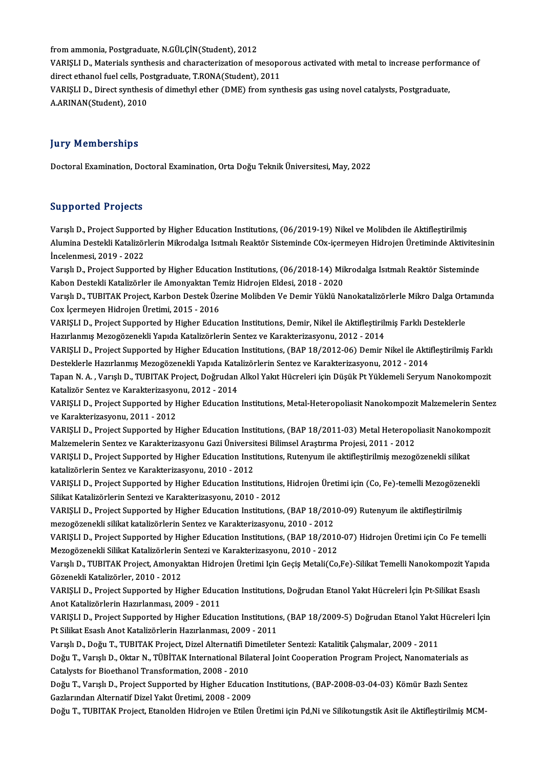from ammonia, Postgraduate, N.GÜLÇİN(Student), 2012

VARIŞLI D., Materials synthesis and characterization of mesoporous activated with metal to increase performance of direct ethanol fuel cells, Postgraduate, T.RONA(Student), 2011

VARIŞLI D., Direct synthesis of dimethyl ether (DME) from synthesis gas using novel catalysts, Postgraduate, A.ARINAN(Student), 2010

## Jury Memberships

Doctoral Examination, Doctoral Examination, Orta Doğu Teknik Üniversitesi, May, 2022

## Supported Projects

Varışlı D., Project Supported by Higher Education Institutions, (06/2019-19) Nikel ve Molibden ile Aktifleştirilmiş Alumina Destekli Katalizörlerin Mikrodalga Isıtmalı Reaktör Sisteminde COx-içermeyen Hidrojen Üretiminde Aktivitesinin İncelenmesi, 2019 - 2022

Varışlı D., Project Supported by Higher Education Institutions, (06/2018-14) Mikrodalga Isıtmalı Reaktör Sisteminde Kabon Destekli Katalizörler ile Amonyaktan Temiz Hidrojen Eldesi, 2018 - 2020

Varışlı D., TUBITAK Project, Karbon Destek Üzerine Molibden Ve Demir Yüklü Nanokatalizörlerle Mikro Dalga Ortamında Cox İçermeyen Hidrojen Üretimi, 2015 - 2016

VARIŞLI D., Project Supported by Higher Education Institutions, Demir, Nikel ile Aktifleştirilmiş Farklı Desteklerle Hazırlanmış Mezogözenekli Yapıda Katalizörlerin Sentez ve Karakterizasyonu, 2012 - 2014

VARIŞLI D., Project Supported by Higher Education Institutions, (BAP 18/2012-06) Demir Nikel ile Aktifleştirilmiş Farklı Desteklerle Hazırlanmış Mezogözenekli Yapıda Katalizörlerin Sentez ve Karakterizasyonu, 2012 - 2014

Tapan N. A. , Varışlı D., TUBITAK Project, Doğrudan Alkol Yakıt Hücreleri için Düşük Pt Yüklemeli Seryum Nanokompozit Katalizör Sentez ve Karakterizasyonu, 2012 - 2014

VARIŞLI D., Project Supported by Higher Education Institutions, Metal-Heteropoliasit Nanokompozit Malzemelerin Sentez ve Karakterizasyonu, 2011 - 2012

VARIŞLI D., Project Supported by Higher Education Institutions, (BAP 18/2011-03) Metal Heteropoliasit Nanokompozit Malzemelerin Sentez ve Karakterizasyonu Gazi Üniversitesi Bilimsel Araştırma Projesi, 2011 - 2012

VARIŞLI D., Project Supported by Higher Education Institutions, Rutenyum ile aktifleştirilmiş mezogözenekli silikat katalizörlerin Sentez ve Karakterizasyonu, 2010 - 2012

VARIŞLI D., Project Supported by Higher Education Institutions, Hidrojen Üretimi için (Co, Fe)-temelli Mezogözenekli Silikat Katalizörlerin Sentezi ve Karakterizasyonu, 2010 - 2012

VARIŞLI D., Project Supported by Higher Education Institutions, (BAP 18/2010-09) Rutenyum ile aktifleştirilmiş mezogözenekli silikat katalizörlerin Sentez ve Karakterizasyonu, 2010 - 2012

VARIŞLI D., Project Supported by Higher Education Institutions, (BAP 18/2010-07) Hidrojen Üretimi için Co Fe temelli Mezogözenekli Silikat Katalizörlerin Sentezi ve Karakterizasyonu, 2010 - 2012

Varışlı D., TUBITAK Project, Amonyaktan Hidrojen Üretimi Için Geçiş Metali(Co,Fe)-Silikat Temelli Nanokompozit Yapıda Gözenekli Katalizörler, 2010 - 2012

VARIŞLI D., Project Supported by Higher Education Institutions, Doğrudan Etanol Yakıt Hücreleri İçin Pt-Silikat Esaslı Anot Katalizörlerin Hazırlanması, 2009 - 2011

VARIŞLI D., Project Supported by Higher Education Institutions, (BAP 18/2009-5) Doğrudan Etanol Yakıt Hücreleri İçin Pt Silikat Esaslı Anot Katalizörlerin Hazırlanması, 2009 - 2011

Varışlı D., Doğu T., TUBITAK Project, Dizel Alternatifi Dimetileter Sentezi: Katalitik Çalışmalar, 2009 - 2011

Doğu T., Varışlı D., Oktar N., TÜBİTAK International Bilateral Joint Cooperation Program Project, Nanomaterials as Catalysts for Bioethanol Transformation, 2008 - 2010

Doğu T., Varışlı D., Project Supported by Higher Education Institutions, (BAP-2008-03-04-03) Kömür Bazlı Sentez Gazlarından Alternatif Dizel Yakıt Üretimi, 2008 - 2009

Doğu T., TUBITAK Project, Etanolden Hidrojen ve Etilen Üretimi için Pd,Ni ve Silikotungstik Asit ile Aktifleştirilmiş MCM-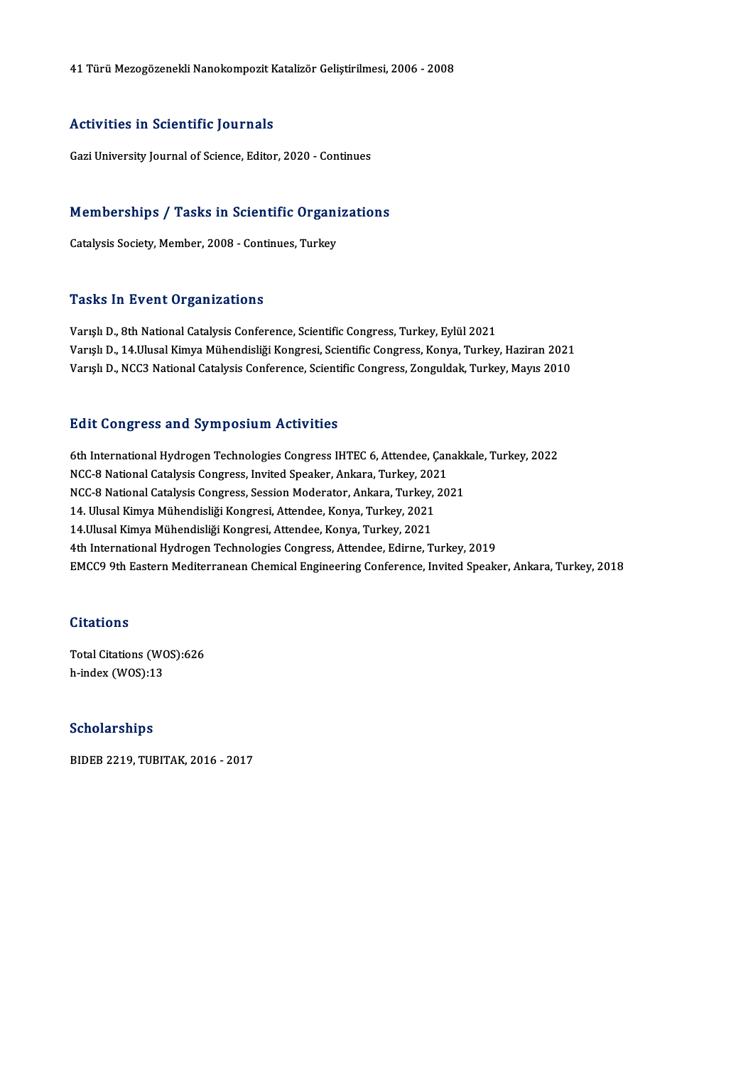41 Türü Mezogözenekli Nanokompozit Katalizör Geliştirilmesi, 2006 - 2008

## Activities in Scientific Journals

Gazi University Journal of Science, Editor, 2020 - Continues

## Memberships / Tasks in Scientific Organizations

Catalysis Society, Member, 2008 - Continues, Turkey

## Tasks In Event Organizations

Varışlı D., 8th National Catalysis Conference, Scientific Congress, Turkey, Eylül 2021
Varışlı D., 14.Ulusal Kimya Mühendisliği Kongresi, Scientific Congress, Konya, Turkey, Haziran 2021
Varışlı D., NCC3 National Catalysis Conference, Scientific Congress, Zonguldak, Turkey, Mayıs 2010

## Edit Congress and Symposium Activities

6th International Hydrogen Technologies Congress IHTEC 6, Attendee, Çanakkale, Turkey, 2022
NCC-8 National Catalysis Congress, Invited Speaker, Ankara, Turkey, 2021
NCC-8 National Catalysis Congress, Session Moderator, Ankara, Turkey, 2021
14. Ulusal Kimya Mühendisliği Kongresi, Attendee, Konya, Turkey, 2021
14.Ulusal Kimya Mühendisliği Kongresi, Attendee, Konya, Turkey, 2021
4th International Hydrogen Technologies Congress, Attendee, Edirne, Turkey, 2019
EMCC9 9th Eastern Mediterranean Chemical Engineering Conference, Invited Speaker, Ankara, Turkey, 2018

## Citations

Total Citations (WOS):626
h-index (WOS):13

## Scholarships

BIDEB 2219, TUBITAK, 2016 - 2017